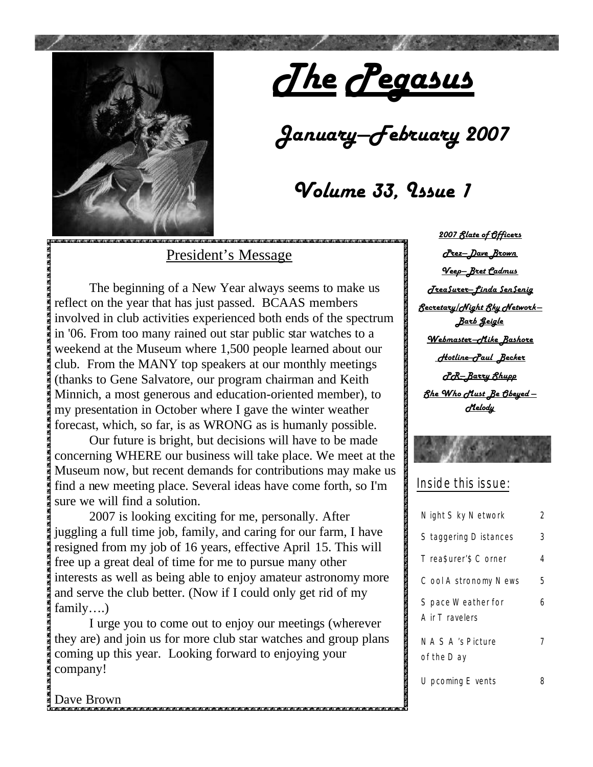# The Pegasus

## January—February 2007

## Volume 33, Issue 1

### President's Message

The beginning of a New Year always seems to make us reflect on the year that has just passed. BCAAS members involved in club activities experienced both ends of the spectrum in '06. From too many rained out star public star watches to a weekend at the Museum where 1,500 people learned about our club. From the MANY top speakers at our monthly meetings (thanks to Gene Salvatore, our program chairman and Keith Minnich, a most generous and education-oriented member), to my presentation in October where I gave the winter weather forecast, which, so far, is as WRONG as is humanly possible.

Our future is bright, but decisions will have to be made concerning WHERE our business will take place. We meet at the Museum now, but recent demands for contributions may make us find a new meeting place. Several ideas have come forth, so I'm sure we will find a solution.

2007 is looking exciting for me, personally. After juggling a full time job, family, and caring for our farm, I have resigned from my job of 16 years, effective April 15. This will free up a great deal of time for me to pursue many other interests as well as being able to enjoy amateur astronomy more and serve the club better. (Now if I could only get rid of my family….)

I urge you to come out to enjoy our meetings (wherever they are) and join us for more club star watches and group plans coming up this year. Looking forward to enjoying your company!

Dave Brown

**2007 Slate of Officers**

Prez—Dave Brown

Veep—Bret Cadmus

TreaSurer—Linda SenSenig

Secretary/Night Sky Network—Barb Geigle

Webmaster—Mike Bashore

Hotline—Paul Becker

PR—Barry Shupp

She Who Must Be Obeyed—Melody

### Inside this issue:

| | |
|---|---|
| Night Sky Network | 2 |
| Staggering Distances | 3 |
| Trea$urer'$ Corner | 4 |
| Cool Astronomy News | 5 |
| Space Weather for Air Travelers | 6 |
| NASA's Picture of the Day | 7 |
| Upcoming Events | 8 |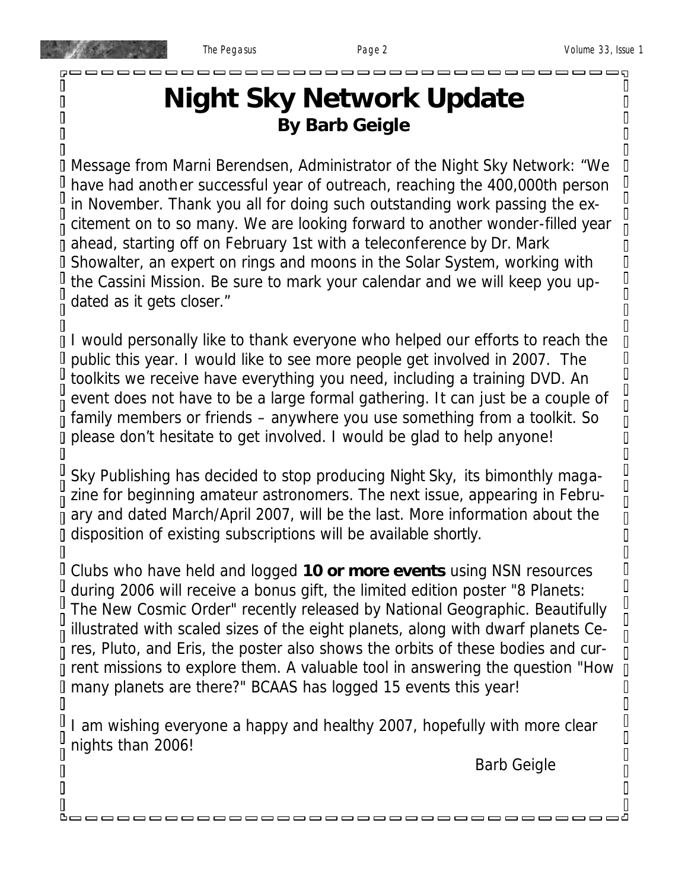# Night Sky Network Update

## By Barb Geigle

Message from Marni Berendsen, Administrator of the Night Sky Network: "We have had another successful year of outreach, reaching the 400,000th person in November. Thank you all for doing such outstanding work passing the excitement on to so many. We are looking forward to another wonder-filled year ahead, starting off on February 1st with a teleconference by Dr. Mark Showalter, an expert on rings and moons in the Solar System, working with the Cassini Mission. Be sure to mark your calendar and we will keep you updated as it gets closer."

I would personally like to thank everyone who helped our efforts to reach the public this year. I would like to see more people get involved in 2007. The toolkits we receive have everything you need, including a training DVD. An event does not have to be a large formal gathering. It can just be a couple of family members or friends – anywhere you use something from a toolkit. So please don't hesitate to get involved. I would be glad to help anyone!

Sky Publishing has decided to stop producing Night Sky, its bimonthly magazine for beginning amateur astronomers. The next issue, appearing in February and dated March/April 2007, will be the last. More information about the disposition of existing subscriptions will be available shortly.

Clubs who have held and logged **10 or more events** using NSN resources during 2006 will receive a bonus gift, the limited edition poster "8 Planets: The New Cosmic Order" recently released by National Geographic. Beautifully illustrated with scaled sizes of the eight planets, along with dwarf planets Ceres, Pluto, and Eris, the poster also shows the orbits of these bodies and current missions to explore them. A valuable tool in answering the question "How many planets are there?" BCAAS has logged 15 events this year!

I am wishing everyone a happy and healthy 2007, hopefully with more clear nights than 2006!

Barb Geigle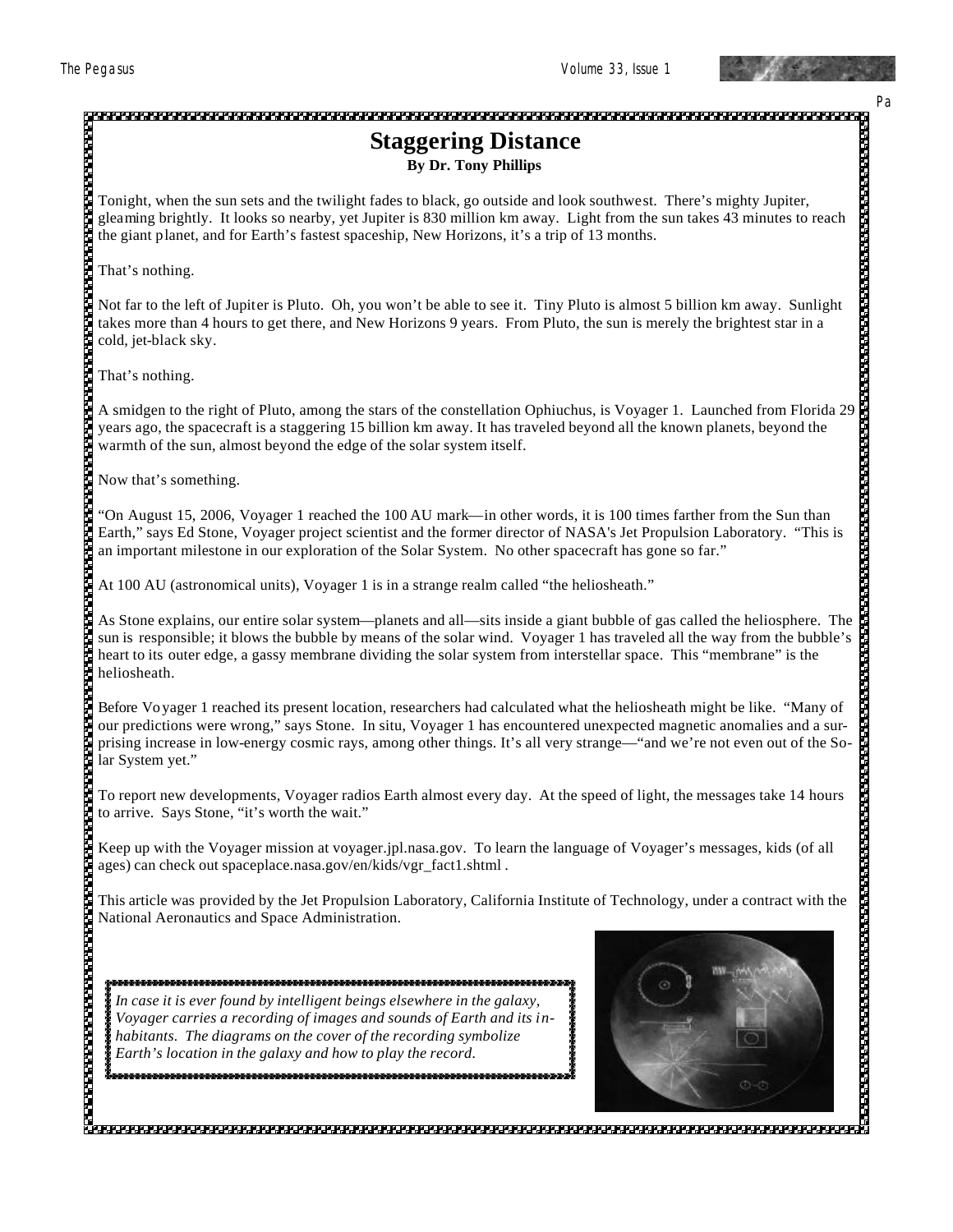# Staggering Distance

**By Dr. Tony Phillips**

Tonight, when the sun sets and the twilight fades to black, go outside and look southwest. There's mighty Jupiter, gleaming brightly. It looks so nearby, yet Jupiter is 830 million km away. Light from the sun takes 43 minutes to reach the giant planet, and for Earth's fastest spaceship, New Horizons, it's a trip of 13 months.

That's nothing.

Not far to the left of Jupiter is Pluto. Oh, you won't be able to see it. Tiny Pluto is almost 5 billion km away. Sunlight takes more than 4 hours to get there, and New Horizons 9 years. From Pluto, the sun is merely the brightest star in a cold, jet-black sky.

That's nothing.

A smidgen to the right of Pluto, among the stars of the constellation Ophiuchus, is Voyager 1. Launched from Florida 29 years ago, the spacecraft is a staggering 15 billion km away. It has traveled beyond all the known planets, beyond the warmth of the sun, almost beyond the edge of the solar system itself.

Now that's something.

"On August 15, 2006, Voyager 1 reached the 100 AU mark—in other words, it is 100 times farther from the Sun than Earth," says Ed Stone, Voyager project scientist and the former director of NASA's Jet Propulsion Laboratory. "This is an important milestone in our exploration of the Solar System. No other spacecraft has gone so far."

At 100 AU (astronomical units), Voyager 1 is in a strange realm called "the heliosheath."

As Stone explains, our entire solar system—planets and all—sits inside a giant bubble of gas called the heliosphere. The sun is responsible; it blows the bubble by means of the solar wind. Voyager 1 has traveled all the way from the bubble's heart to its outer edge, a gassy membrane dividing the solar system from interstellar space. This "membrane" is the heliosheath.

Before Voyager 1 reached its present location, researchers had calculated what the heliosheath might be like. "Many of our predictions were wrong," says Stone. In situ, Voyager 1 has encountered unexpected magnetic anomalies and a surprising increase in low-energy cosmic rays, among other things. It's all very strange—"and we're not even out of the Solar System yet."

To report new developments, Voyager radios Earth almost every day. At the speed of light, the messages take 14 hours to arrive. Says Stone, "it's worth the wait."

Keep up with the Voyager mission at voyager.jpl.nasa.gov. To learn the language of Voyager's messages, kids (of all ages) can check out spaceplace.nasa.gov/en/kids/vgr_fact1.shtml .

This article was provided by the Jet Propulsion Laboratory, California Institute of Technology, under a contract with the National Aeronautics and Space Administration.

*In case it is ever found by intelligent beings elsewhere in the galaxy, Voyager carries a recording of images and sounds of Earth and its inhabitants. The diagrams on the cover of the recording symbolize Earth's location in the galaxy and how to play the record.*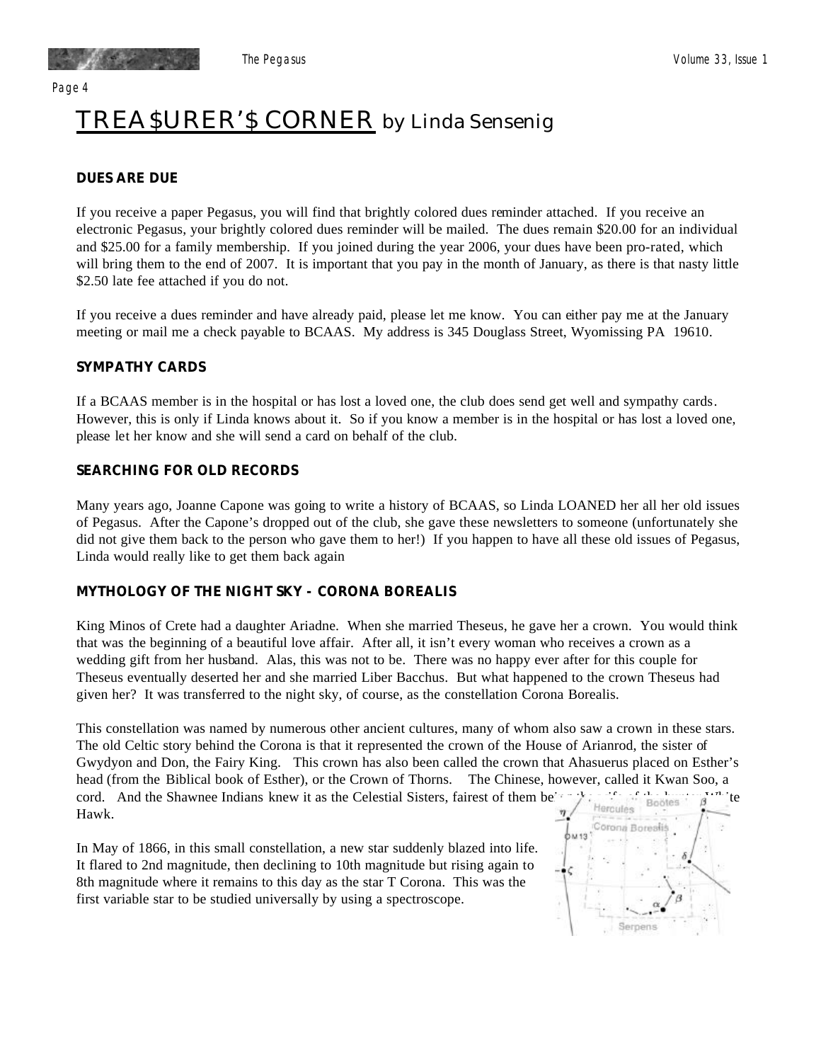# TREA$URER'$ CORNER by Linda Sensenig

**DUES ARE DUE**

If you receive a paper Pegasus, you will find that brightly colored dues reminder attached. If you receive an electronic Pegasus, your brightly colored dues reminder will be mailed. The dues remain $20.00 for an individual and $25.00 for a family membership. If you joined during the year 2006, your dues have been pro-rated, which will bring them to the end of 2007. It is important that you pay in the month of January, as there is that nasty little $2.50 late fee attached if you do not.

If you receive a dues reminder and have already paid, please let me know. You can either pay me at the January meeting or mail me a check payable to BCAAS. My address is 345 Douglass Street, Wyomissing PA 19610.

**SYMPATHY CARDS**

If a BCAAS member is in the hospital or has lost a loved one, the club does send get well and sympathy cards. However, this is only if Linda knows about it. So if you know a member is in the hospital or has lost a loved one, please let her know and she will send a card on behalf of the club.

**SEARCHING FOR OLD RECORDS**

Many years ago, Joanne Capone was going to write a history of BCAAS, so Linda LOANED her all her old issues of Pegasus. After the Capone's dropped out of the club, she gave these newsletters to someone (unfortunately she did not give them back to the person who gave them to her!) If you happen to have all these old issues of Pegasus, Linda would really like to get them back again

**MYTHOLOGY OF THE NIGHT SKY - CORONA BOREALIS**

King Minos of Crete had a daughter Ariadne. When she married Theseus, he gave her a crown. You would think that was the beginning of a beautiful love affair. After all, it isn't every woman who receives a crown as a wedding gift from her husband. Alas, this was not to be. There was no happy ever after for this couple for Theseus eventually deserted her and she married Liber Bacchus. But what happened to the crown Theseus had given her? It was transferred to the night sky, of course, as the constellation Corona Borealis.

This constellation was named by numerous other ancient cultures, many of whom also saw a crown in these stars. The old Celtic story behind the Corona is that it represented the crown of the House of Arianrod, the sister of Gwydyon and Don, the Fairy King. This crown has also been called the crown that Ahasuerus placed on Esther's head (from the Biblical book of Esther), or the Crown of Thorns. The Chinese, however, called it Kwan Soo, a cord. And the Shawnee Indians knew it as the Celestial Sisters, fairest of them being the wife of the hunter White Hawk.

In May of 1866, in this small constellation, a new star suddenly blazed into life. It flared to 2nd magnitude, then declining to 10th magnitude but rising again to 8th magnitude where it remains to this day as the star T Corona. This was the first variable star to be studied universally by using a spectroscope.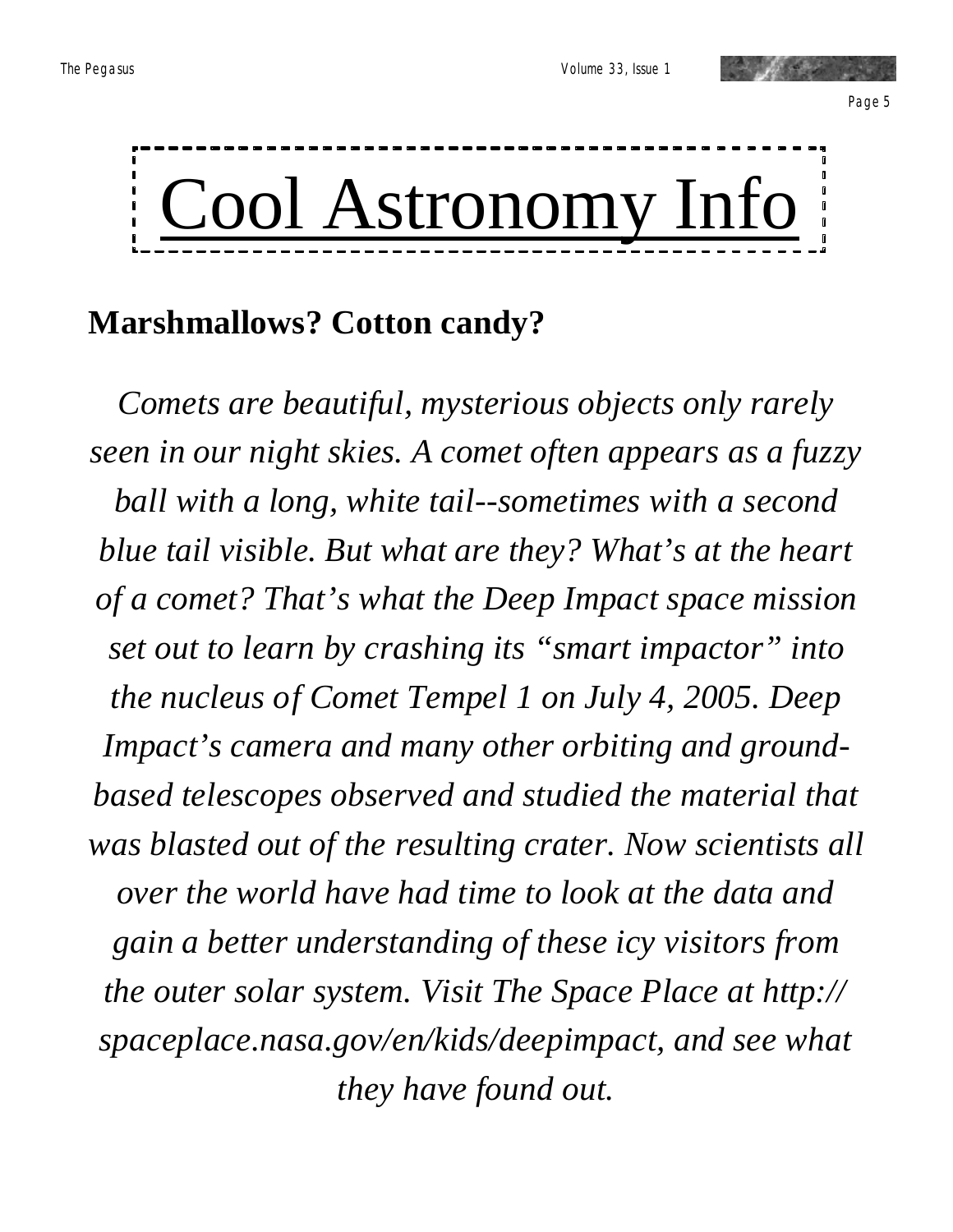# Cool Astronomy Info

## Marshmallows? Cotton candy?

*Comets are beautiful, mysterious objects only rarely seen in our night skies. A comet often appears as a fuzzy ball with a long, white tail--sometimes with a second blue tail visible. But what are they? What's at the heart of a comet? That's what the Deep Impact space mission set out to learn by crashing its "smart impactor" into the nucleus of Comet Tempel 1 on July 4, 2005. Deep Impact's camera and many other orbiting and ground-based telescopes observed and studied the material that was blasted out of the resulting crater. Now scientists all over the world have had time to look at the data and gain a better understanding of these icy visitors from the outer solar system. Visit The Space Place at http://spaceplace.nasa.gov/en/kids/deepimpact, and see what they have found out.*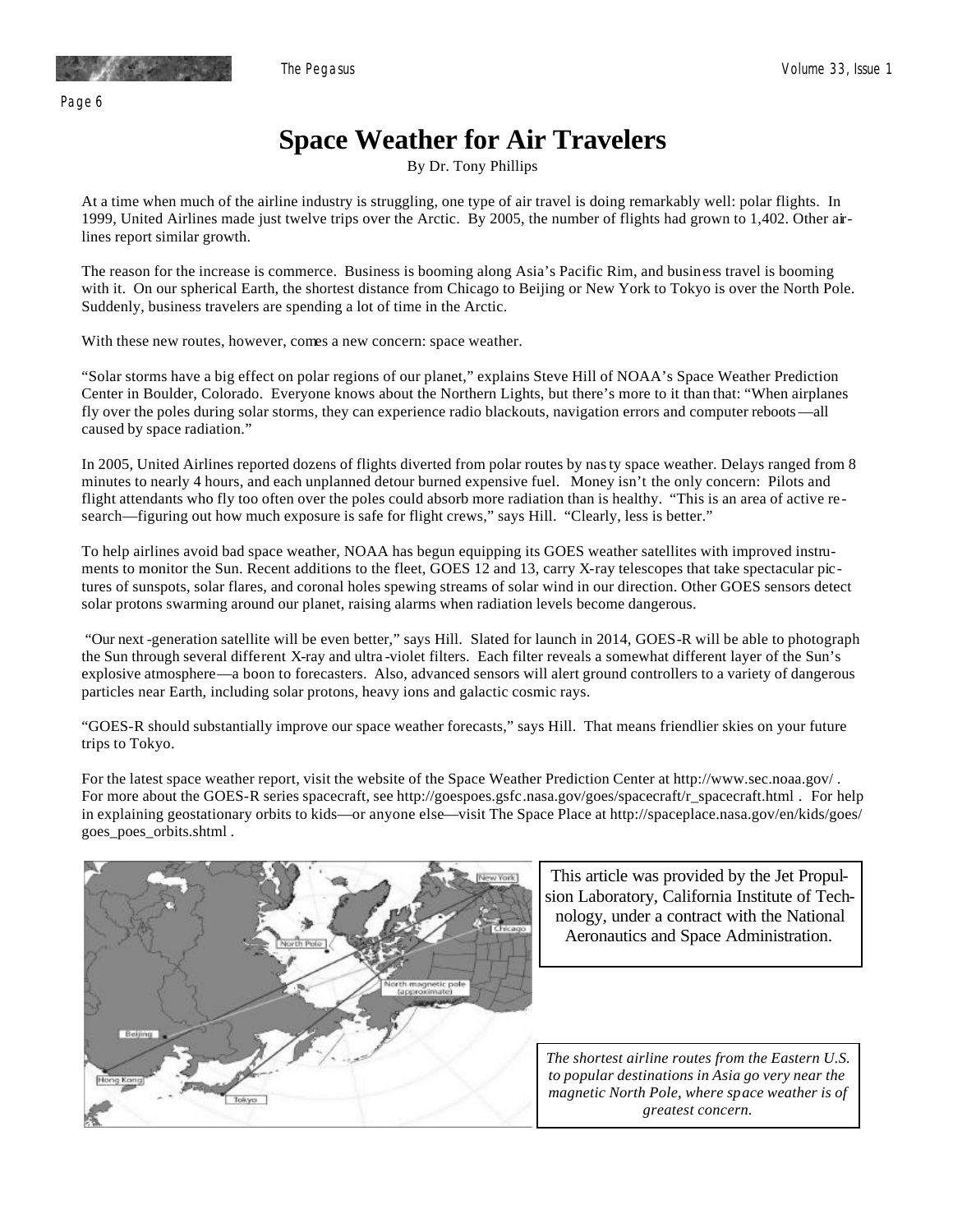# Space Weather for Air Travelers

By Dr. Tony Phillips

At a time when much of the airline industry is struggling, one type of air travel is doing remarkably well: polar flights. In 1999, United Airlines made just twelve trips over the Arctic. By 2005, the number of flights had grown to 1,402. Other airlines report similar growth.

The reason for the increase is commerce. Business is booming along Asia's Pacific Rim, and business travel is booming with it. On our spherical Earth, the shortest distance from Chicago to Beijing or New York to Tokyo is over the North Pole. Suddenly, business travelers are spending a lot of time in the Arctic.

With these new routes, however, comes a new concern: space weather.

"Solar storms have a big effect on polar regions of our planet," explains Steve Hill of NOAA's Space Weather Prediction Center in Boulder, Colorado. Everyone knows about the Northern Lights, but there's more to it than that: "When airplanes fly over the poles during solar storms, they can experience radio blackouts, navigation errors and computer reboots—all caused by space radiation."

In 2005, United Airlines reported dozens of flights diverted from polar routes by nasty space weather. Delays ranged from 8 minutes to nearly 4 hours, and each unplanned detour burned expensive fuel. Money isn't the only concern: Pilots and flight attendants who fly too often over the poles could absorb more radiation than is healthy. "This is an area of active research—figuring out how much exposure is safe for flight crews," says Hill. "Clearly, less is better."

To help airlines avoid bad space weather, NOAA has begun equipping its GOES weather satellites with improved instruments to monitor the Sun. Recent additions to the fleet, GOES 12 and 13, carry X-ray telescopes that take spectacular pictures of sunspots, solar flares, and coronal holes spewing streams of solar wind in our direction. Other GOES sensors detect solar protons swarming around our planet, raising alarms when radiation levels become dangerous.

"Our next-generation satellite will be even better," says Hill. Slated for launch in 2014, GOES-R will be able to photograph the Sun through several different X-ray and ultra-violet filters. Each filter reveals a somewhat different layer of the Sun's explosive atmosphere—a boon to forecasters. Also, advanced sensors will alert ground controllers to a variety of dangerous particles near Earth, including solar protons, heavy ions and galactic cosmic rays.

"GOES-R should substantially improve our space weather forecasts," says Hill. That means friendlier skies on your future trips to Tokyo.

For the latest space weather report, visit the website of the Space Weather Prediction Center at http://www.sec.noaa.gov/ . For more about the GOES-R series spacecraft, see http://goespoes.gsfc.nasa.gov/goes/spacecraft/r_spacecraft.html . For help in explaining geostationary orbits to kids—or anyone else—visit The Space Place at http://spaceplace.nasa.gov/en/kids/goes/goes_poes_orbits.shtml .

This article was provided by the Jet Propulsion Laboratory, California Institute of Technology, under a contract with the National Aeronautics and Space Administration.

*The shortest airline routes from the Eastern U.S. to popular destinations in Asia go very near the magnetic North Pole, where space weather is of greatest concern.*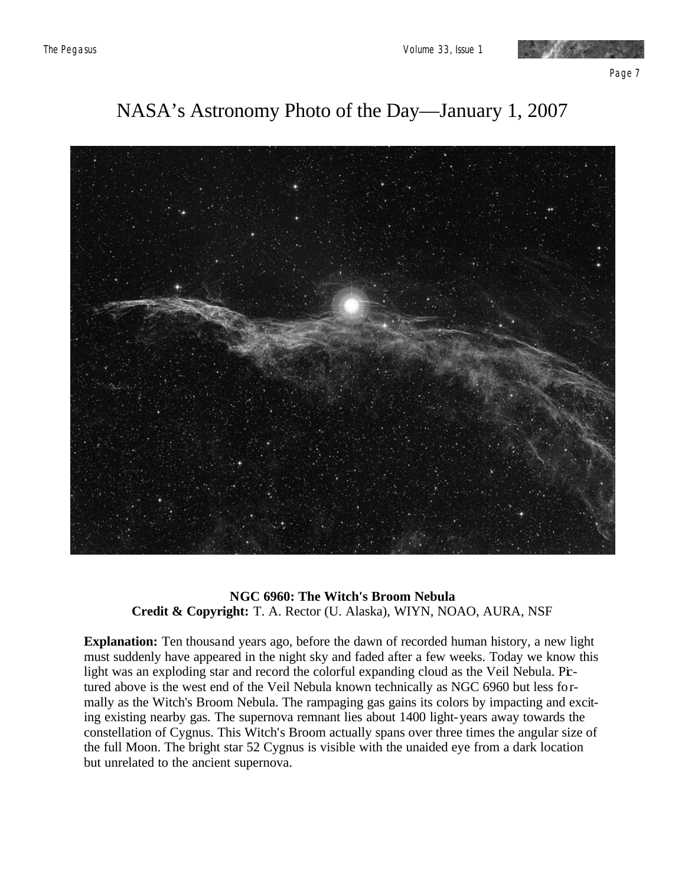# NASA's Astronomy Photo of the Day—January 1, 2007

**NGC 6960: The Witch's Broom Nebula**
**Credit & Copyright:** T. A. Rector (U. Alaska), WIYN, NOAO, AURA, NSF

**Explanation:** Ten thousand years ago, before the dawn of recorded human history, a new light must suddenly have appeared in the night sky and faded after a few weeks. Today we know this light was an exploding star and record the colorful expanding cloud as the Veil Nebula. Pictured above is the west end of the Veil Nebula known technically as NGC 6960 but less formally as the Witch's Broom Nebula. The rampaging gas gains its colors by impacting and exciting existing nearby gas. The supernova remnant lies about 1400 light-years away towards the constellation of Cygnus. This Witch's Broom actually spans over three times the angular size of the full Moon. The bright star 52 Cygnus is visible with the unaided eye from a dark location but unrelated to the ancient supernova.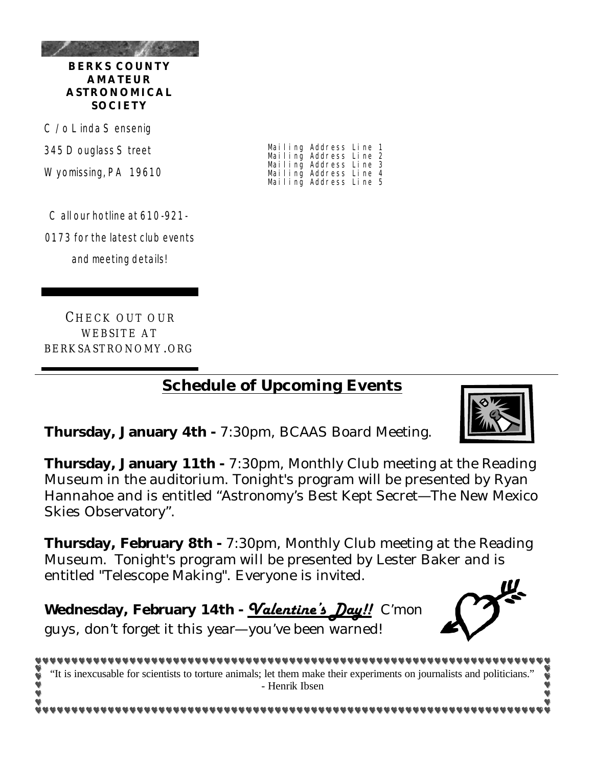**BERKS COUNTY AMATEUR ASTRONOMICAL SOCIETY**

C/o Linda Sensenig

345 Douglass Street

Wyomissing, PA 19610

Mailing Address Line 1
Mailing Address Line 2
Mailing Address Line 3
Mailing Address Line 4
Mailing Address Line 5

Call our hotline at 610-921-0173 for the latest club events and meeting details!

CHECK OUT OUR WEBSITE AT BERKSASTRONOMY.ORG

## Schedule of Upcoming Events

**Thursday, January 4th -** 7:30pm, BCAAS Board Meeting.

**Thursday, January 11th -** 7:30pm, Monthly Club meeting at the Reading Museum in the auditorium. Tonight's program will be presented by Ryan Hannahoe and is entitled "Astronomy's Best Kept Secret—The New Mexico Skies Observatory".

**Thursday, February 8th -** 7:30pm, Monthly Club meeting at the Reading Museum. Tonight's program will be presented by Lester Baker and is entitled "Telescope Making". Everyone is invited.

**Wednesday, February 14th -** ***Valentine's Day!!*** C'mon guys, don't forget it this year—you've been warned!

"It is inexcusable for scientists to torture animals; let them make their experiments on journalists and politicians."
- Henrik Ibsen